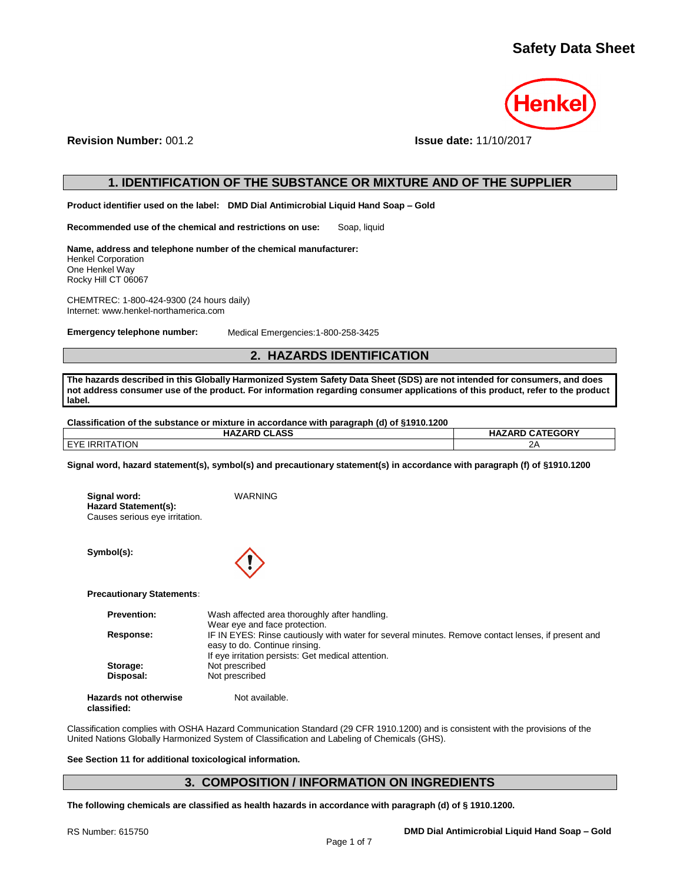# Safety Data Sheet

**Revision Number:** 001.2 **Issue date:** 11/10/2017

## 1. IDENTIFICATION OF THE SUBSTANCE OR MIXTURE AND OF THE SUPPLIER

**Product identifier used on the label: DMD Dial Antimicrobial Liquid Hand Soap – Gold**

**Recommended use of the chemical and restrictions on use:** Soap, liquid

**Name, address and telephone number of the chemical manufacturer:**
Henkel Corporation
One Henkel Way
Rocky Hill CT 06067

CHEMTREC: 1-800-424-9300 (24 hours daily)
Internet: www.henkel-northamerica.com

**Emergency telephone number:** Medical Emergencies:1-800-258-3425

## 2. HAZARDS IDENTIFICATION

**The hazards described in this Globally Harmonized System Safety Data Sheet (SDS) are not intended for consumers, and does not address consumer use of the product. For information regarding consumer applications of this product, refer to the product label.**

**Classification of the substance or mixture in accordance with paragraph (d) of §1910.1200**

| HAZARD CLASS | HAZARD CATEGORY |
|---|---|
| EYE IRRITATION | 2A |

**Signal word, hazard statement(s), symbol(s) and precautionary statement(s) in accordance with paragraph (f) of §1910.1200**

**Signal word:** WARNING
**Hazard Statement(s):**
Causes serious eye irritation.

**Symbol(s):**

**Precautionary Statements:**

**Prevention:** Wash affected area thoroughly after handling.
Wear eye and face protection.

**Response:** IF IN EYES: Rinse cautiously with water for several minutes. Remove contact lenses, if present and easy to do. Continue rinsing.
If eye irritation persists: Get medical attention.

**Storage:** Not prescribed

**Disposal:** Not prescribed

**Hazards not otherwise classified:** Not available.

Classification complies with OSHA Hazard Communication Standard (29 CFR 1910.1200) and is consistent with the provisions of the United Nations Globally Harmonized System of Classification and Labeling of Chemicals (GHS).

**See Section 11 for additional toxicological information.**

## 3. COMPOSITION / INFORMATION ON INGREDIENTS

**The following chemicals are classified as health hazards in accordance with paragraph (d) of § 1910.1200.**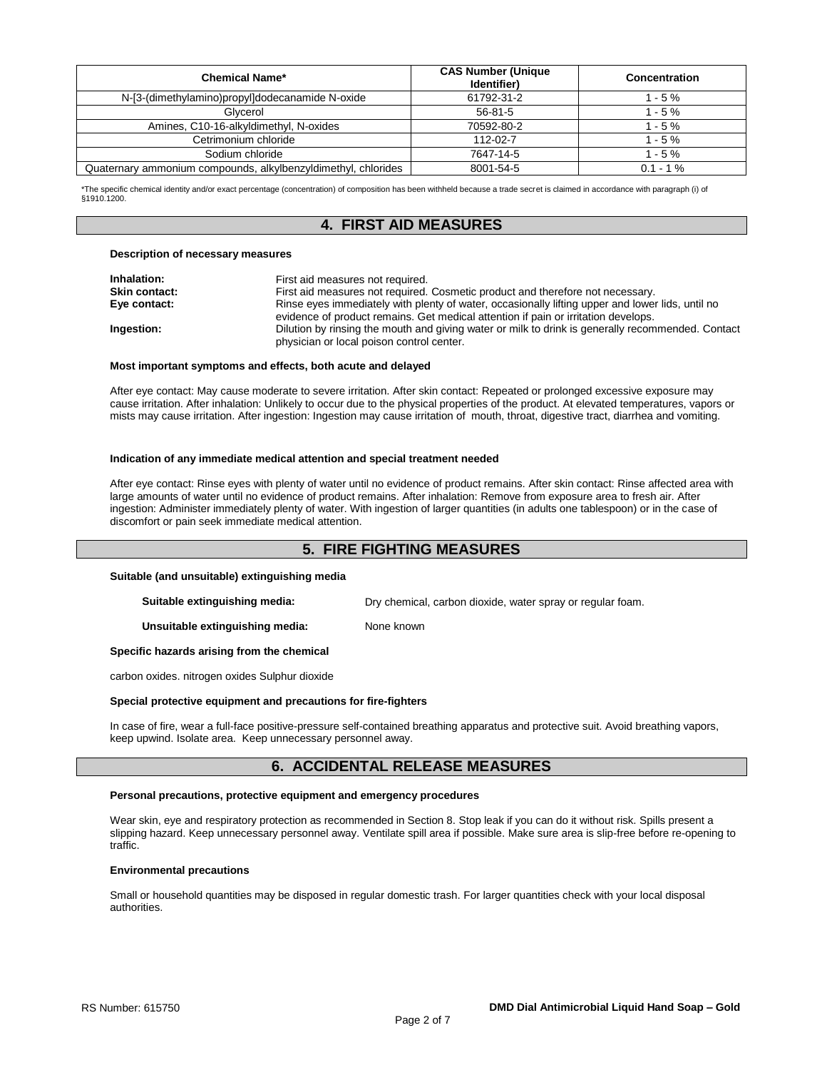| Chemical Name* | CAS Number (Unique Identifier) | Concentration |
|---|---|---|
| N-[3-(dimethylamino)propyl]dodecanamide N-oxide | 61792-31-2 | 1 - 5 % |
| Glycerol | 56-81-5 | 1 - 5 % |
| Amines, C10-16-alkyldimethyl, N-oxides | 70592-80-2 | 1 - 5 % |
| Cetrimonium chloride | 112-02-7 | 1 - 5 % |
| Sodium chloride | 7647-14-5 | 1 - 5 % |
| Quaternary ammonium compounds, alkylbenzyldimethyl, chlorides | 8001-54-5 | 0.1 - 1 % |

*The specific chemical identity and/or exact percentage (concentration) of composition has been withheld because a trade secret is claimed in accordance with paragraph (i) of §1910.1200.

## 4. FIRST AID MEASURES

**Description of necessary measures**

**Inhalation:** First aid measures not required.

**Skin contact:** First aid measures not required. Cosmetic product and therefore not necessary.

**Eye contact:** Rinse eyes immediately with plenty of water, occasionally lifting upper and lower lids, until no evidence of product remains. Get medical attention if pain or irritation develops.

**Ingestion:** Dilution by rinsing the mouth and giving water or milk to drink is generally recommended. Contact physician or local poison control center.

**Most important symptoms and effects, both acute and delayed**

After eye contact: May cause moderate to severe irritation. After skin contact: Repeated or prolonged excessive exposure may cause irritation. After inhalation: Unlikely to occur due to the physical properties of the product. At elevated temperatures, vapors or mists may cause irritation. After ingestion: Ingestion may cause irritation of mouth, throat, digestive tract, diarrhea and vomiting.

**Indication of any immediate medical attention and special treatment needed**

After eye contact: Rinse eyes with plenty of water until no evidence of product remains. After skin contact: Rinse affected area with large amounts of water until no evidence of product remains. After inhalation: Remove from exposure area to fresh air. After ingestion: Administer immediately plenty of water. With ingestion of larger quantities (in adults one tablespoon) or in the case of discomfort or pain seek immediate medical attention.

## 5. FIRE FIGHTING MEASURES

**Suitable (and unsuitable) extinguishing media**

**Suitable extinguishing media:** Dry chemical, carbon dioxide, water spray or regular foam.

**Unsuitable extinguishing media:** None known

**Specific hazards arising from the chemical**

carbon oxides. nitrogen oxides Sulphur dioxide

**Special protective equipment and precautions for fire-fighters**

In case of fire, wear a full-face positive-pressure self-contained breathing apparatus and protective suit. Avoid breathing vapors, keep upwind. Isolate area. Keep unnecessary personnel away.

## 6. ACCIDENTAL RELEASE MEASURES

**Personal precautions, protective equipment and emergency procedures**

Wear skin, eye and respiratory protection as recommended in Section 8. Stop leak if you can do it without risk. Spills present a slipping hazard. Keep unnecessary personnel away. Ventilate spill area if possible. Make sure area is slip-free before re-opening to traffic.

**Environmental precautions**

Small or household quantities may be disposed in regular domestic trash. For larger quantities check with your local disposal authorities.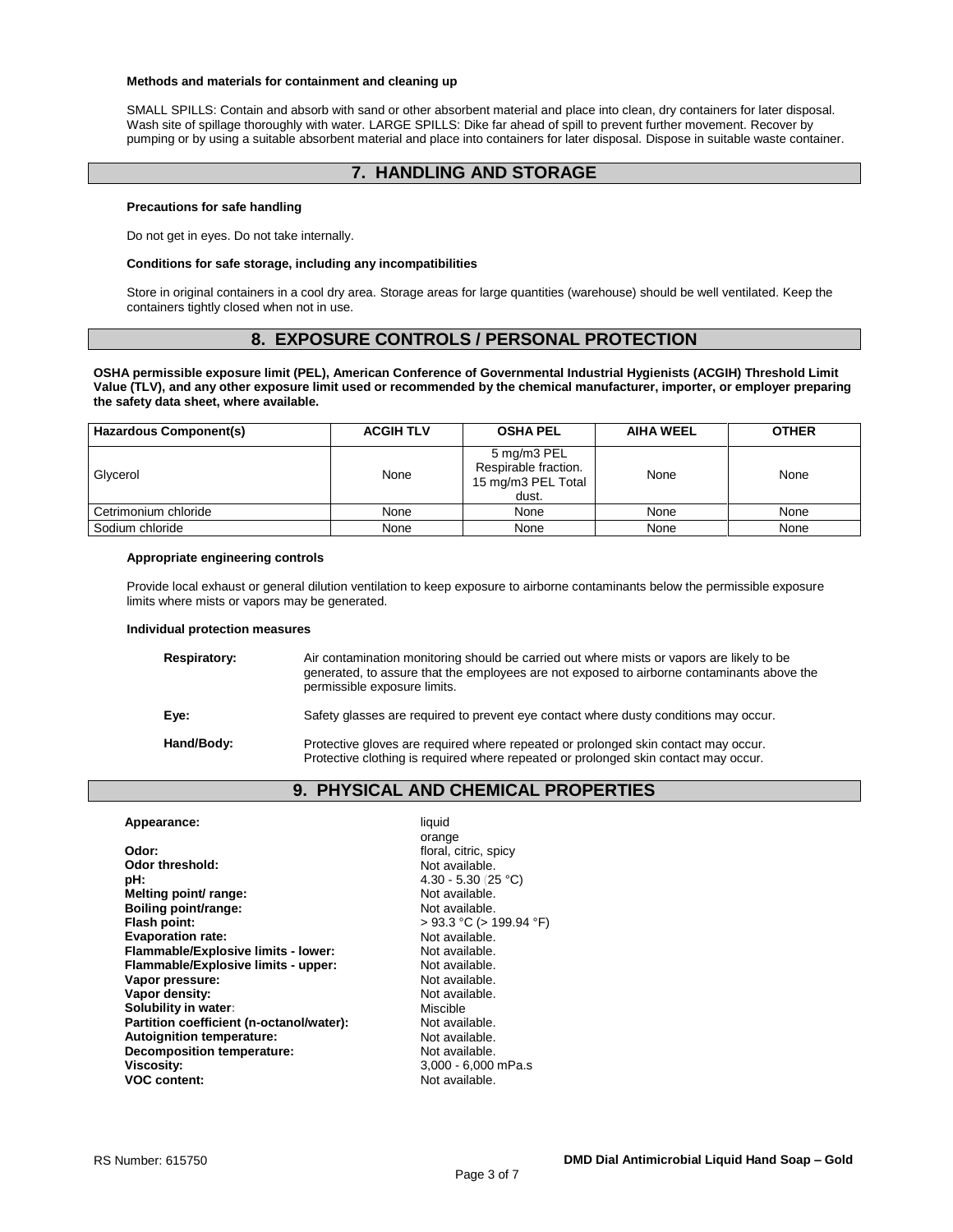#### Methods and materials for containment and cleaning up

SMALL SPILLS: Contain and absorb with sand or other absorbent material and place into clean, dry containers for later disposal. Wash site of spillage thoroughly with water. LARGE SPILLS: Dike far ahead of spill to prevent further movement. Recover by pumping or by using a suitable absorbent material and place into containers for later disposal. Dispose in suitable waste container.

## 7. HANDLING AND STORAGE

#### Precautions for safe handling

Do not get in eyes. Do not take internally.

#### Conditions for safe storage, including any incompatibilities

Store in original containers in a cool dry area. Storage areas for large quantities (warehouse) should be well ventilated. Keep the containers tightly closed when not in use.

## 8. EXPOSURE CONTROLS / PERSONAL PROTECTION

**OSHA permissible exposure limit (PEL), American Conference of Governmental Industrial Hygienists (ACGIH) Threshold Limit Value (TLV), and any other exposure limit used or recommended by the chemical manufacturer, importer, or employer preparing the safety data sheet, where available.**

| Hazardous Component(s) | ACGIH TLV | OSHA PEL | AIHA WEEL | OTHER |
|---|---|---|---|---|
| Glycerol | None | 5 mg/m3 PEL Respirable fraction. 15 mg/m3 PEL Total dust. | None | None |
| Cetrimonium chloride | None | None | None | None |
| Sodium chloride | None | None | None | None |

#### Appropriate engineering controls

Provide local exhaust or general dilution ventilation to keep exposure to airborne contaminants below the permissible exposure limits where mists or vapors may be generated.

#### Individual protection measures

**Respiratory:** Air contamination monitoring should be carried out where mists or vapors are likely to be generated, to assure that the employees are not exposed to airborne contaminants above the permissible exposure limits.

**Eye:** Safety glasses are required to prevent eye contact where dusty conditions may occur.

**Hand/Body:** Protective gloves are required where repeated or prolonged skin contact may occur. Protective clothing is required where repeated or prolonged skin contact may occur.

## 9. PHYSICAL AND CHEMICAL PROPERTIES

| | |
|---|---|
| **Appearance:** | liquid<br>orange |
| **Odor:** | floral, citric, spicy |
| **Odor threshold:** | Not available. |
| **pH:** | 4.30 - 5.30 (25 °C) |
| **Melting point/ range:** | Not available. |
| **Boiling point/range:** | Not available. |
| **Flash point:** | > 93.3 °C (> 199.94 °F) |
| **Evaporation rate:** | Not available. |
| **Flammable/Explosive limits - lower:** | Not available. |
| **Flammable/Explosive limits - upper:** | Not available. |
| **Vapor pressure:** | Not available. |
| **Vapor density:** | Not available. |
| **Solubility in water:** | Miscible |
| **Partition coefficient (n-octanol/water):** | Not available. |
| **Autoignition temperature:** | Not available. |
| **Decomposition temperature:** | Not available. |
| **Viscosity:** | 3,000 - 6,000 mPa.s |
| **VOC content:** | Not available. |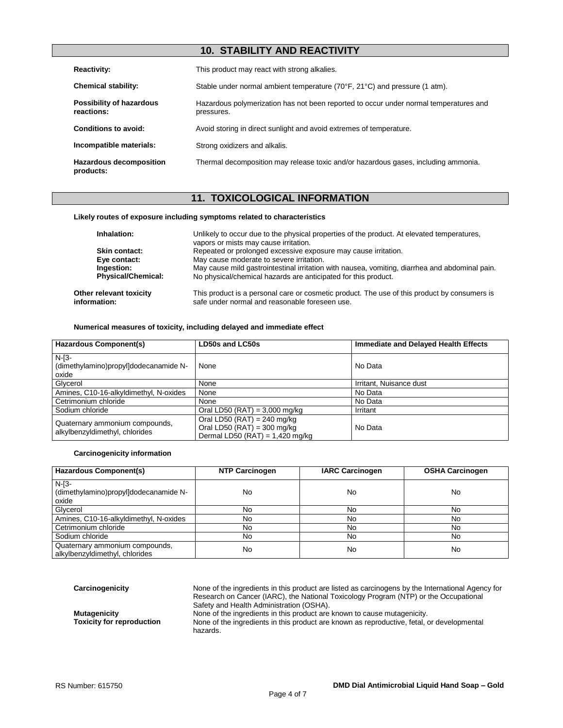## 10. STABILITY AND REACTIVITY

**Reactivity:** This product may react with strong alkalies.

**Chemical stability:** Stable under normal ambient temperature (70°F, 21°C) and pressure (1 atm).

**Possibility of hazardous reactions:** Hazardous polymerization has not been reported to occur under normal temperatures and pressures.

**Conditions to avoid:** Avoid storing in direct sunlight and avoid extremes of temperature.

**Incompatible materials:** Strong oxidizers and alkalis.

**Hazardous decomposition products:** Thermal decomposition may release toxic and/or hazardous gases, including ammonia.

## 11. TOXICOLOGICAL INFORMATION

**Likely routes of exposure including symptoms related to characteristics**

**Inhalation:** Unlikely to occur due to the physical properties of the product. At elevated temperatures, vapors or mists may cause irritation.

**Skin contact:** Repeated or prolonged excessive exposure may cause irritation.

**Eye contact:** May cause moderate to severe irritation.

**Ingestion:** May cause mild gastrointestinal irritation with nausea, vomiting, diarrhea and abdominal pain.

**Physical/Chemical:** No physical/chemical hazards are anticipated for this product.

**Other relevant toxicity information:** This product is a personal care or cosmetic product. The use of this product by consumers is safe under normal and reasonable foreseen use.

**Numerical measures of toxicity, including delayed and immediate effect**

| Hazardous Component(s) | LD50s and LC50s | Immediate and Delayed Health Effects |
|---|---|---|
| N-[3-(dimethylamino)propyl]dodecanamide N-oxide | None | No Data |
| Glycerol | None | Irritant, Nuisance dust |
| Amines, C10-16-alkyldimethyl, N-oxides | None | No Data |
| Cetrimonium chloride | None | No Data |
| Sodium chloride | Oral LD50 (RAT) = 3,000 mg/kg | Irritant |
| Quaternary ammonium compounds, alkylbenzyldimethyl, chlorides | Oral LD50 (RAT) = 240 mg/kg<br>Oral LD50 (RAT) = 300 mg/kg<br>Dermal LD50 (RAT) = 1,420 mg/kg | No Data |

**Carcinogenicity information**

| Hazardous Component(s) | NTP Carcinogen | IARC Carcinogen | OSHA Carcinogen |
|---|---|---|---|
| N-[3-(dimethylamino)propyl]dodecanamide N-oxide | No | No | No |
| Glycerol | No | No | No |
| Amines, C10-16-alkyldimethyl, N-oxides | No | No | No |
| Cetrimonium chloride | No | No | No |
| Sodium chloride | No | No | No |
| Quaternary ammonium compounds, alkylbenzyldimethyl, chlorides | No | No | No |

**Carcinogenicity** None of the ingredients in this product are listed as carcinogens by the International Agency for Research on Cancer (IARC), the National Toxicology Program (NTP) or the Occupational Safety and Health Administration (OSHA).

**Mutagenicity** None of the ingredients in this product are known to cause mutagenicity.

**Toxicity for reproduction** None of the ingredients in this product are known as reproductive, fetal, or developmental hazards.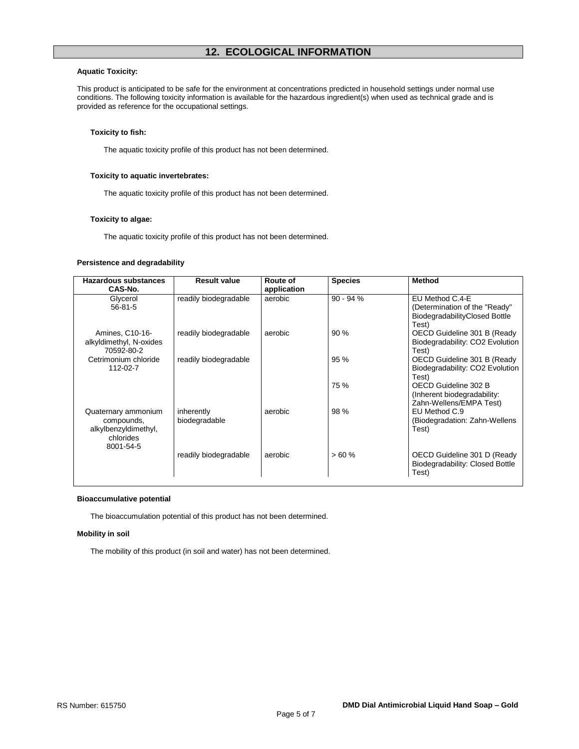## 12. ECOLOGICAL INFORMATION

**Aquatic Toxicity:**

This product is anticipated to be safe for the environment at concentrations predicted in household settings under normal use conditions. The following toxicity information is available for the hazardous ingredient(s) when used as technical grade and is provided as reference for the occupational settings.

**Toxicity to fish:**

The aquatic toxicity profile of this product has not been determined.

**Toxicity to aquatic invertebrates:**

The aquatic toxicity profile of this product has not been determined.

**Toxicity to algae:**

The aquatic toxicity profile of this product has not been determined.

**Persistence and degradability**

| Hazardous substances CAS-No. | Result value | Route of application | Species | Method |
|---|---|---|---|---|
| Glycerol 56-81-5 | readily biodegradable | aerobic | 90 - 94 % | EU Method C.4-E (Determination of the "Ready" BiodegradabilityClosed Bottle Test) |
| Amines, C10-16-alkyldimethyl, N-oxides 70592-80-2 | readily biodegradable | aerobic | 90 % | OECD Guideline 301 B (Ready Biodegradability: CO2 Evolution Test) |
| Cetrimonium chloride 112-02-7 | readily biodegradable | | 95 % | OECD Guideline 301 B (Ready Biodegradability: CO2 Evolution Test) |
| | | | 75 % | OECD Guideline 302 B (Inherent biodegradability: Zahn-Wellens/EMPA Test) |
| Quaternary ammonium compounds, alkylbenzyldimethyl, chlorides 8001-54-5 | inherently biodegradable | aerobic | 98 % | EU Method C.9 (Biodegradation: Zahn-Wellens Test) |
| | readily biodegradable | aerobic | > 60 % | OECD Guideline 301 D (Ready Biodegradability: Closed Bottle Test) |

**Bioaccumulative potential**

The bioaccumulation potential of this product has not been determined.

**Mobility in soil**

The mobility of this product (in soil and water) has not been determined.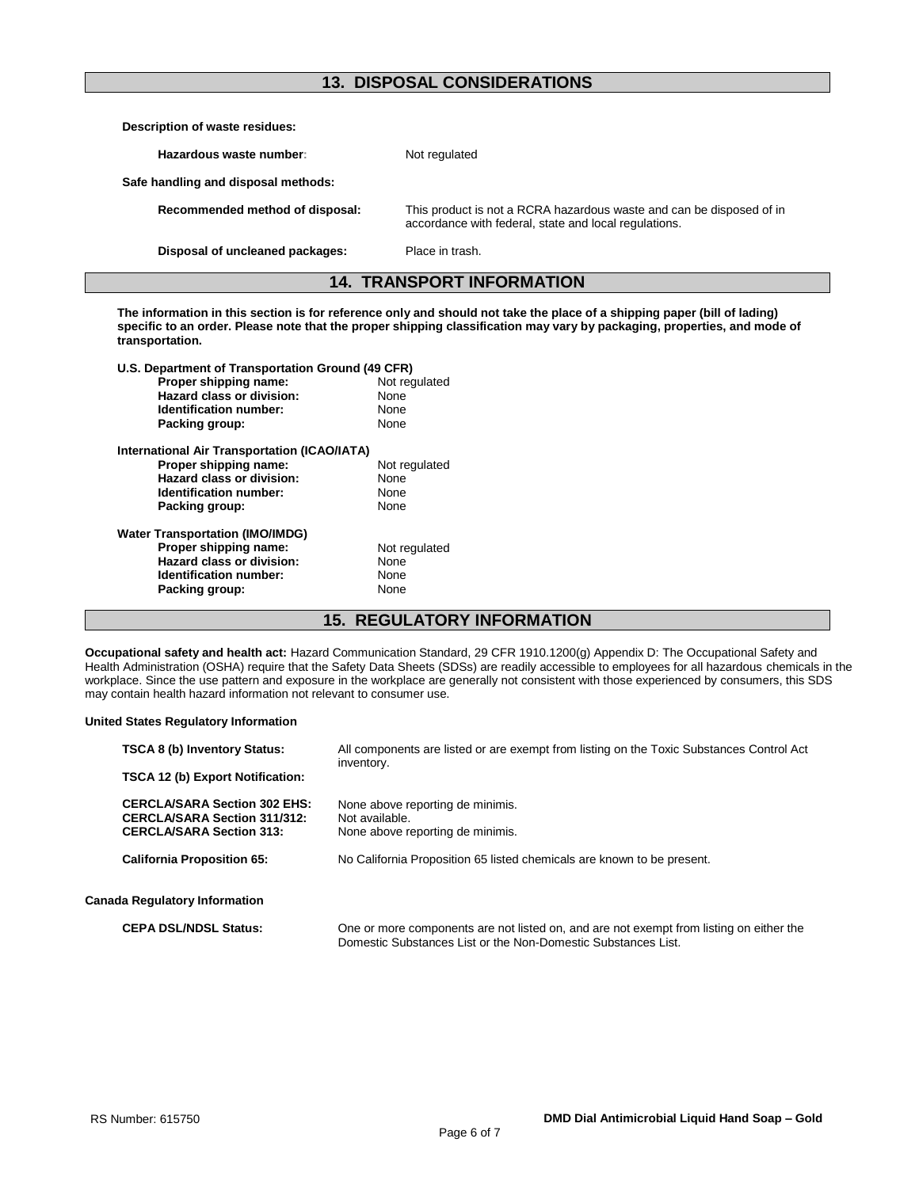## 13. DISPOSAL CONSIDERATIONS

**Description of waste residues:**

| | |
|---|---|
| **Hazardous waste number:** | Not regulated |

**Safe handling and disposal methods:**

| | |
|---|---|
| **Recommended method of disposal:** | This product is not a RCRA hazardous waste and can be disposed of in accordance with federal, state and local regulations. |
| **Disposal of uncleaned packages:** | Place in trash. |

## 14. TRANSPORT INFORMATION

**The information in this section is for reference only and should not take the place of a shipping paper (bill of lading) specific to an order. Please note that the proper shipping classification may vary by packaging, properties, and mode of transportation.**

**U.S. Department of Transportation Ground (49 CFR)**

| | |
|---|---|
| **Proper shipping name:** | Not regulated |
| **Hazard class or division:** | None |
| **Identification number:** | None |
| **Packing group:** | None |

**International Air Transportation (ICAO/IATA)**

| | |
|---|---|
| **Proper shipping name:** | Not regulated |
| **Hazard class or division:** | None |
| **Identification number:** | None |
| **Packing group:** | None |

**Water Transportation (IMO/IMDG)**

| | |
|---|---|
| **Proper shipping name:** | Not regulated |
| **Hazard class or division:** | None |
| **Identification number:** | None |
| **Packing group:** | None |

## 15. REGULATORY INFORMATION

**Occupational safety and health act:** Hazard Communication Standard, 29 CFR 1910.1200(g) Appendix D: The Occupational Safety and Health Administration (OSHA) require that the Safety Data Sheets (SDSs) are readily accessible to employees for all hazardous chemicals in the workplace. Since the use pattern and exposure in the workplace are generally not consistent with those experienced by consumers, this SDS may contain health hazard information not relevant to consumer use.

**United States Regulatory Information**

| | |
|---|---|
| **TSCA 8 (b) Inventory Status:** | All components are listed or are exempt from listing on the Toxic Substances Control Act inventory. |
| **TSCA 12 (b) Export Notification:** | |
| **CERCLA/SARA Section 302 EHS:** | None above reporting de minimis. |
| **CERCLA/SARA Section 311/312:** | Not available. |
| **CERCLA/SARA Section 313:** | None above reporting de minimis. |
| **California Proposition 65:** | No California Proposition 65 listed chemicals are known to be present. |

**Canada Regulatory Information**

| | |
|---|---|
| **CEPA DSL/NDSL Status:** | One or more components are not listed on, and are not exempt from listing on either the Domestic Substances List or the Non-Domestic Substances List. |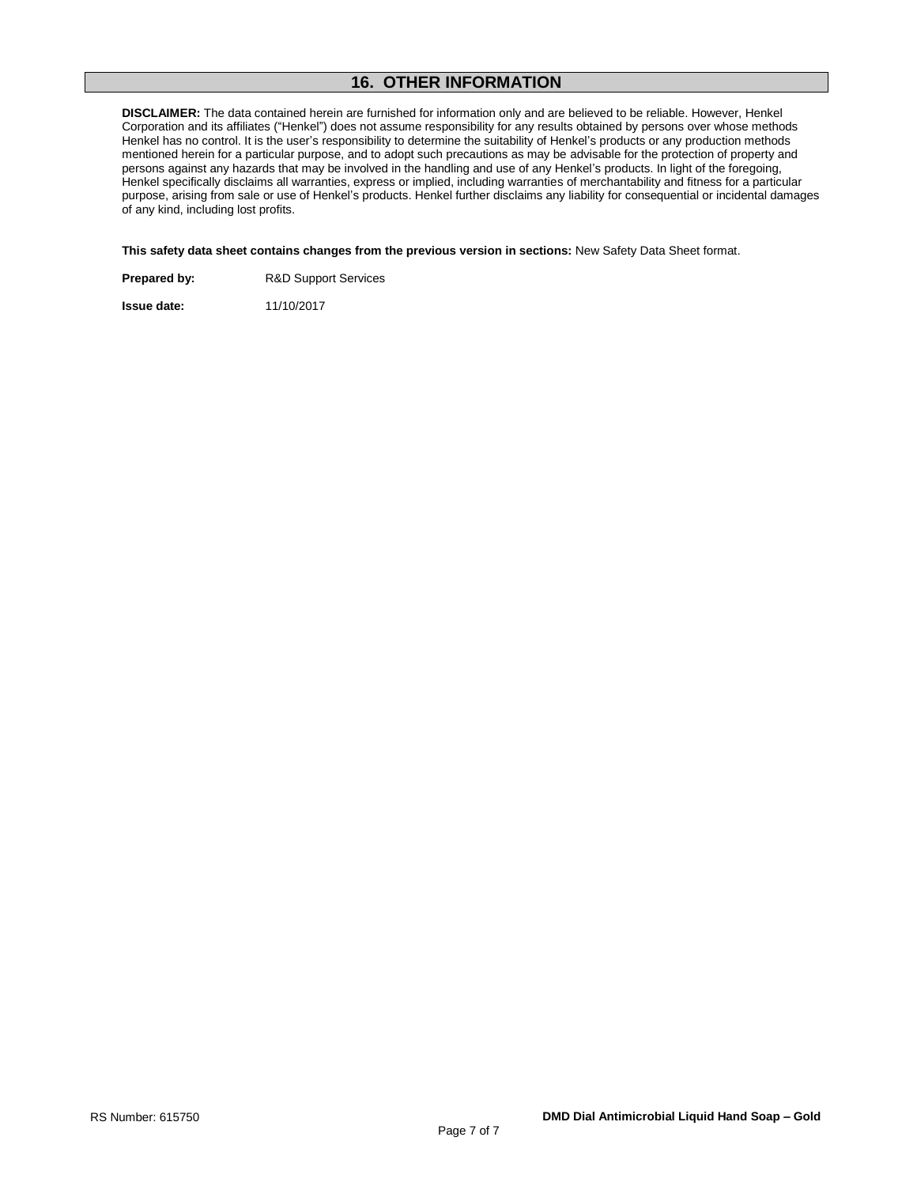## 16. OTHER INFORMATION

**DISCLAIMER:** The data contained herein are furnished for information only and are believed to be reliable. However, Henkel Corporation and its affiliates ("Henkel") does not assume responsibility for any results obtained by persons over whose methods Henkel has no control. It is the user's responsibility to determine the suitability of Henkel's products or any production methods mentioned herein for a particular purpose, and to adopt such precautions as may be advisable for the protection of property and persons against any hazards that may be involved in the handling and use of any Henkel's products. In light of the foregoing, Henkel specifically disclaims all warranties, express or implied, including warranties of merchantability and fitness for a particular purpose, arising from sale or use of Henkel's products. Henkel further disclaims any liability for consequential or incidental damages of any kind, including lost profits.

**This safety data sheet contains changes from the previous version in sections:** New Safety Data Sheet format.

**Prepared by:** R&D Support Services

**Issue date:** 11/10/2017